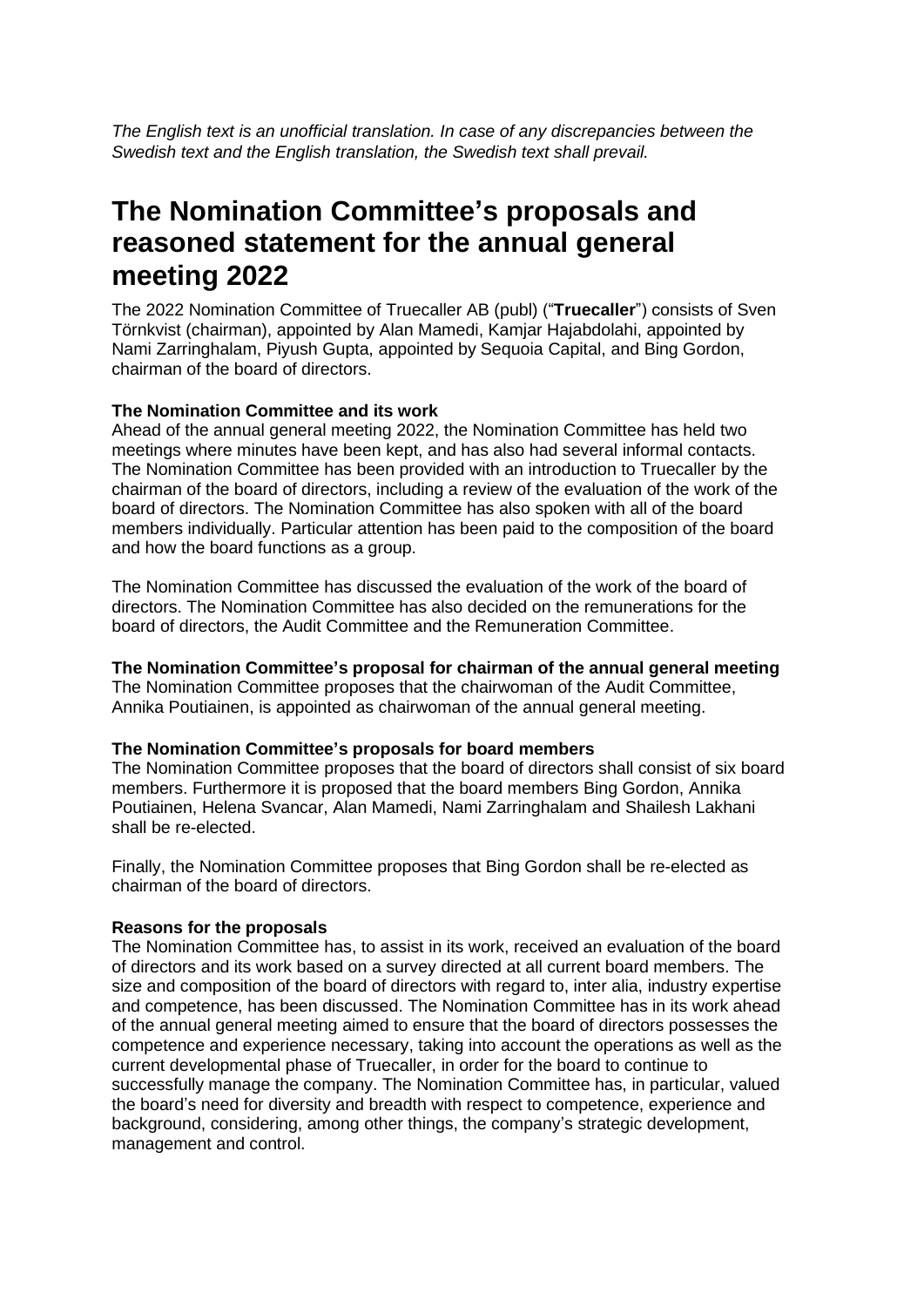*The English text is an unofficial translation. In case of any discrepancies between the Swedish text and the English translation, the Swedish text shall prevail.*

# The Nomination Committee's proposals and reasoned statement for the annual general meeting 2022

The 2022 Nomination Committee of Truecaller AB (publ) ("**Truecaller**") consists of Sven Törnkvist (chairman), appointed by Alan Mamedi, Kamjar Hajabdolahi, appointed by Nami Zarringhalam, Piyush Gupta, appointed by Sequoia Capital, and Bing Gordon, chairman of the board of directors.

**The Nomination Committee and its work**

Ahead of the annual general meeting 2022, the Nomination Committee has held two meetings where minutes have been kept, and has also had several informal contacts. The Nomination Committee has been provided with an introduction to Truecaller by the chairman of the board of directors, including a review of the evaluation of the work of the board of directors. The Nomination Committee has also spoken with all of the board members individually. Particular attention has been paid to the composition of the board and how the board functions as a group.

The Nomination Committee has discussed the evaluation of the work of the board of directors. The Nomination Committee has also decided on the remunerations for the board of directors, the Audit Committee and the Remuneration Committee.

**The Nomination Committee's proposal for chairman of the annual general meeting**

The Nomination Committee proposes that the chairwoman of the Audit Committee, Annika Poutiainen, is appointed as chairwoman of the annual general meeting.

**The Nomination Committee's proposals for board members**

The Nomination Committee proposes that the board of directors shall consist of six board members. Furthermore it is proposed that the board members Bing Gordon, Annika Poutiainen, Helena Svancar, Alan Mamedi, Nami Zarringhalam and Shailesh Lakhani shall be re-elected.

Finally, the Nomination Committee proposes that Bing Gordon shall be re-elected as chairman of the board of directors.

**Reasons for the proposals**

The Nomination Committee has, to assist in its work, received an evaluation of the board of directors and its work based on a survey directed at all current board members. The size and composition of the board of directors with regard to, inter alia, industry expertise and competence, has been discussed. The Nomination Committee has in its work ahead of the annual general meeting aimed to ensure that the board of directors possesses the competence and experience necessary, taking into account the operations as well as the current developmental phase of Truecaller, in order for the board to continue to successfully manage the company. The Nomination Committee has, in particular, valued the board's need for diversity and breadth with respect to competence, experience and background, considering, among other things, the company's strategic development, management and control.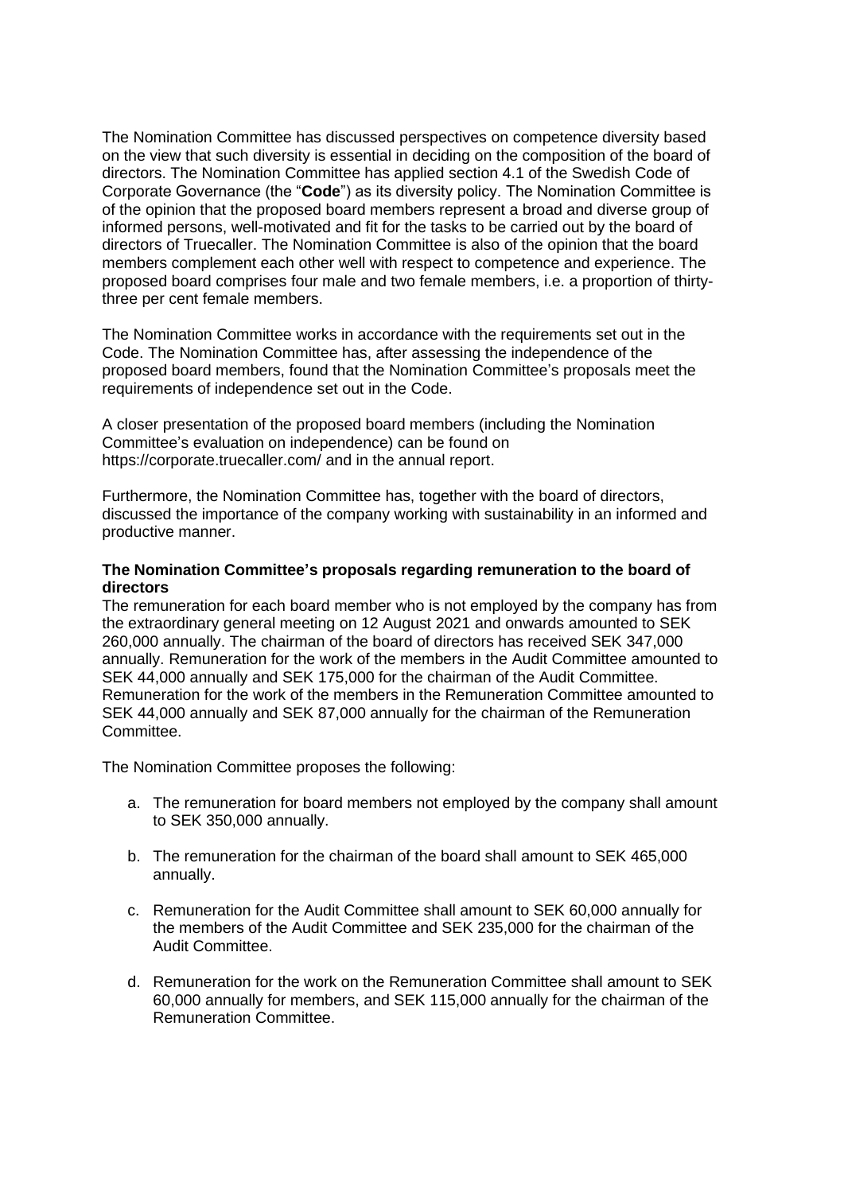The Nomination Committee has discussed perspectives on competence diversity based on the view that such diversity is essential in deciding on the composition of the board of directors. The Nomination Committee has applied section 4.1 of the Swedish Code of Corporate Governance (the "**Code**") as its diversity policy. The Nomination Committee is of the opinion that the proposed board members represent a broad and diverse group of informed persons, well-motivated and fit for the tasks to be carried out by the board of directors of Truecaller. The Nomination Committee is also of the opinion that the board members complement each other well with respect to competence and experience. The proposed board comprises four male and two female members, i.e. a proportion of thirty-three per cent female members.

The Nomination Committee works in accordance with the requirements set out in the Code. The Nomination Committee has, after assessing the independence of the proposed board members, found that the Nomination Committee's proposals meet the requirements of independence set out in the Code.

A closer presentation of the proposed board members (including the Nomination Committee's evaluation on independence) can be found on https://corporate.truecaller.com/ and in the annual report.

Furthermore, the Nomination Committee has, together with the board of directors, discussed the importance of the company working with sustainability in an informed and productive manner.

**The Nomination Committee's proposals regarding remuneration to the board of directors**

The remuneration for each board member who is not employed by the company has from the extraordinary general meeting on 12 August 2021 and onwards amounted to SEK 260,000 annually. The chairman of the board of directors has received SEK 347,000 annually. Remuneration for the work of the members in the Audit Committee amounted to SEK 44,000 annually and SEK 175,000 for the chairman of the Audit Committee. Remuneration for the work of the members in the Remuneration Committee amounted to SEK 44,000 annually and SEK 87,000 annually for the chairman of the Remuneration Committee.

The Nomination Committee proposes the following:

a. The remuneration for board members not employed by the company shall amount to SEK 350,000 annually.

b. The remuneration for the chairman of the board shall amount to SEK 465,000 annually.

c. Remuneration for the Audit Committee shall amount to SEK 60,000 annually for the members of the Audit Committee and SEK 235,000 for the chairman of the Audit Committee.

d. Remuneration for the work on the Remuneration Committee shall amount to SEK 60,000 annually for members, and SEK 115,000 annually for the chairman of the Remuneration Committee.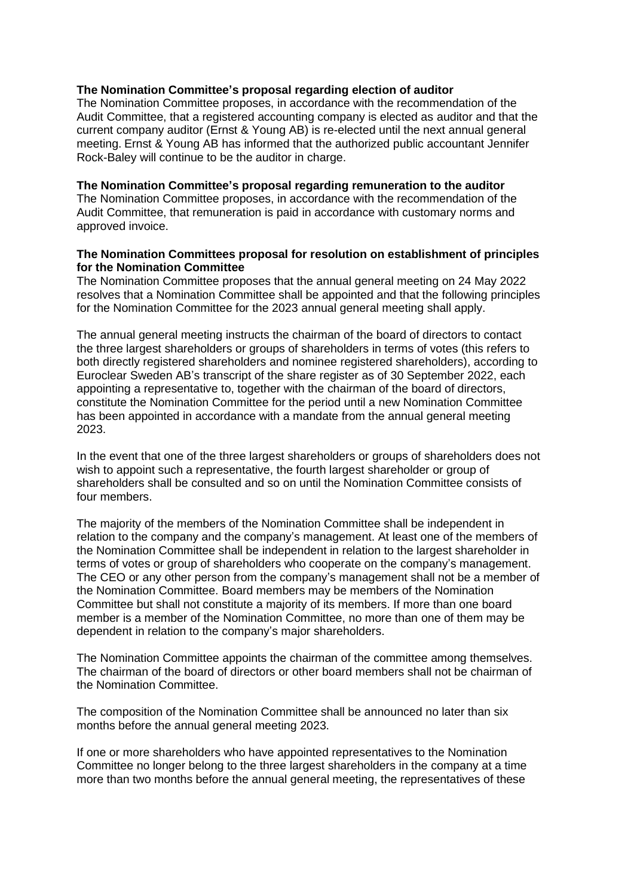**The Nomination Committee's proposal regarding election of auditor**

The Nomination Committee proposes, in accordance with the recommendation of the Audit Committee, that a registered accounting company is elected as auditor and that the current company auditor (Ernst & Young AB) is re-elected until the next annual general meeting. Ernst & Young AB has informed that the authorized public accountant Jennifer Rock-Baley will continue to be the auditor in charge.

**The Nomination Committee's proposal regarding remuneration to the auditor**

The Nomination Committee proposes, in accordance with the recommendation of the Audit Committee, that remuneration is paid in accordance with customary norms and approved invoice.

**The Nomination Committees proposal for resolution on establishment of principles for the Nomination Committee**

The Nomination Committee proposes that the annual general meeting on 24 May 2022 resolves that a Nomination Committee shall be appointed and that the following principles for the Nomination Committee for the 2023 annual general meeting shall apply.

The annual general meeting instructs the chairman of the board of directors to contact the three largest shareholders or groups of shareholders in terms of votes (this refers to both directly registered shareholders and nominee registered shareholders), according to Euroclear Sweden AB's transcript of the share register as of 30 September 2022, each appointing a representative to, together with the chairman of the board of directors, constitute the Nomination Committee for the period until a new Nomination Committee has been appointed in accordance with a mandate from the annual general meeting 2023.

In the event that one of the three largest shareholders or groups of shareholders does not wish to appoint such a representative, the fourth largest shareholder or group of shareholders shall be consulted and so on until the Nomination Committee consists of four members.

The majority of the members of the Nomination Committee shall be independent in relation to the company and the company's management. At least one of the members of the Nomination Committee shall be independent in relation to the largest shareholder in terms of votes or group of shareholders who cooperate on the company's management. The CEO or any other person from the company's management shall not be a member of the Nomination Committee. Board members may be members of the Nomination Committee but shall not constitute a majority of its members. If more than one board member is a member of the Nomination Committee, no more than one of them may be dependent in relation to the company's major shareholders.

The Nomination Committee appoints the chairman of the committee among themselves. The chairman of the board of directors or other board members shall not be chairman of the Nomination Committee.

The composition of the Nomination Committee shall be announced no later than six months before the annual general meeting 2023.

If one or more shareholders who have appointed representatives to the Nomination Committee no longer belong to the three largest shareholders in the company at a time more than two months before the annual general meeting, the representatives of these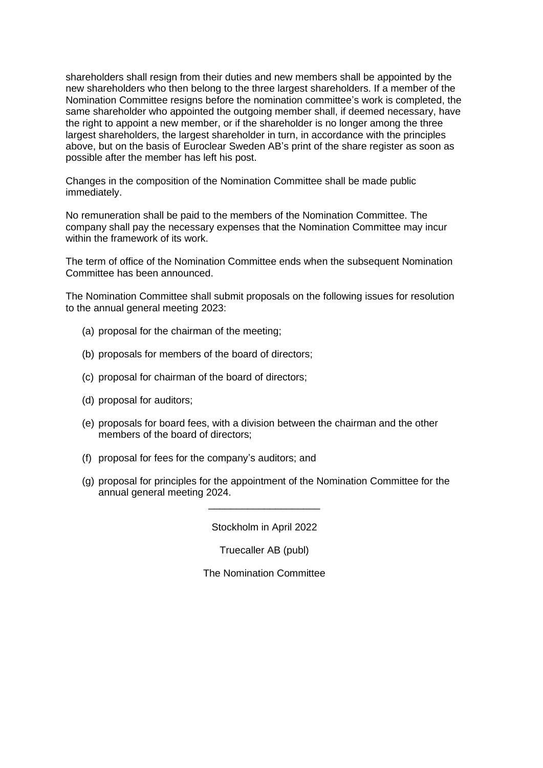shareholders shall resign from their duties and new members shall be appointed by the new shareholders who then belong to the three largest shareholders. If a member of the Nomination Committee resigns before the nomination committee's work is completed, the same shareholder who appointed the outgoing member shall, if deemed necessary, have the right to appoint a new member, or if the shareholder is no longer among the three largest shareholders, the largest shareholder in turn, in accordance with the principles above, but on the basis of Euroclear Sweden AB's print of the share register as soon as possible after the member has left his post.

Changes in the composition of the Nomination Committee shall be made public immediately.

No remuneration shall be paid to the members of the Nomination Committee. The company shall pay the necessary expenses that the Nomination Committee may incur within the framework of its work.

The term of office of the Nomination Committee ends when the subsequent Nomination Committee has been announced.

The Nomination Committee shall submit proposals on the following issues for resolution to the annual general meeting 2023:

(a) proposal for the chairman of the meeting;

(b) proposals for members of the board of directors;

(c) proposal for chairman of the board of directors;

(d) proposal for auditors;

(e) proposals for board fees, with a division between the chairman and the other members of the board of directors;

(f) proposal for fees for the company's auditors; and

(g) proposal for principles for the appointment of the Nomination Committee for the annual general meeting 2024.

---

Stockholm in April 2022

Truecaller AB (publ)

The Nomination Committee